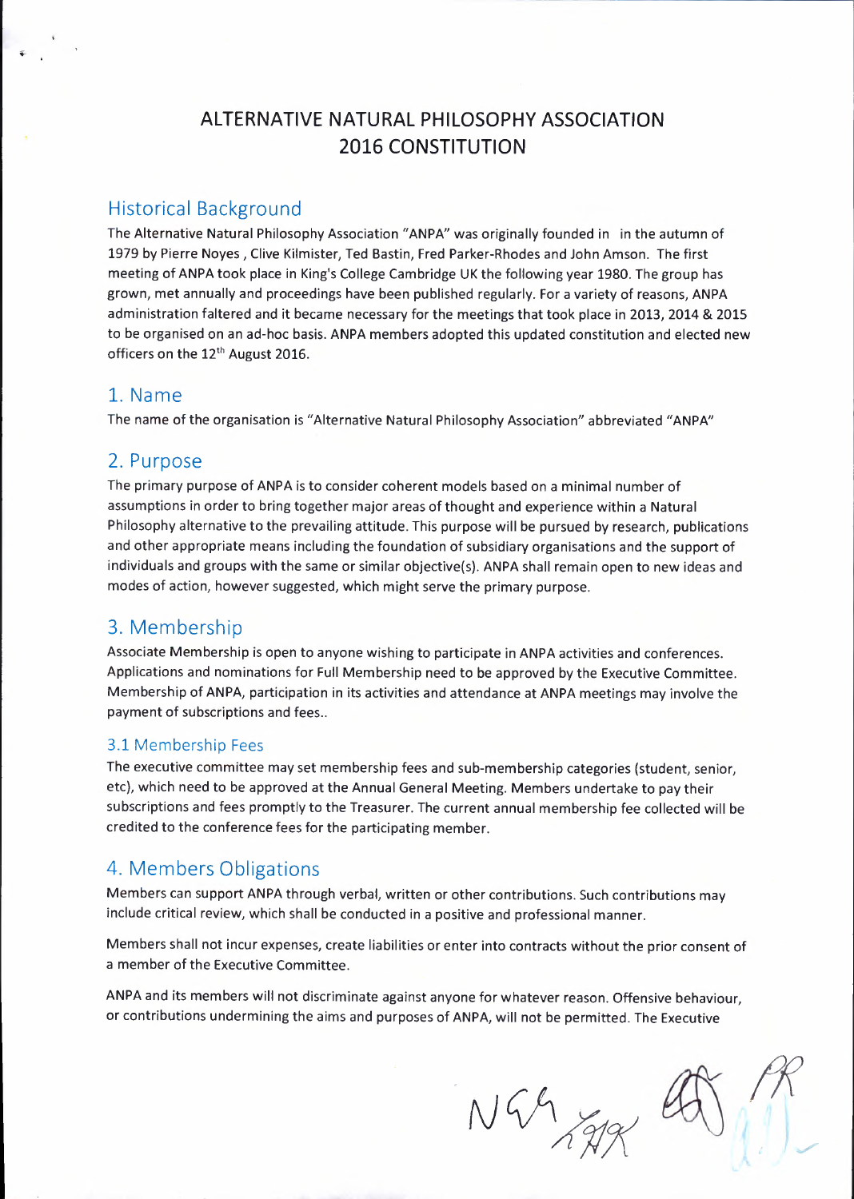# ALTERNATIVE NATURAL PHILOSOPHY ASSOCIATION
# 2016 CONSTITUTION

## Historical Background

The Alternative Natural Philosophy Association "ANPA" was originally founded in in the autumn of 1979 by Pierre Noyes , Clive Kilmister, Ted Bastin, Fred Parker-Rhodes and John Amson. The first meeting of ANPA took place in King's College Cambridge UK the following year 1980. The group has grown, met annually and proceedings have been published regularly. For a variety of reasons, ANPA administration faltered and it became necessary for the meetings that took place in 2013, 2014 & 2015 to be organised on an ad-hoc basis. ANPA members adopted this updated constitution and elected new officers on the 12th August 2016.

## 1. Name

The name of the organisation is "Alternative Natural Philosophy Association" abbreviated "ANPA"

## 2. Purpose

The primary purpose of ANPA is to consider coherent models based on a minimal number of assumptions in order to bring together major areas of thought and experience within a Natural Philosophy alternative to the prevailing attitude. This purpose will be pursued by research, publications and other appropriate means including the foundation of subsidiary organisations and the support of individuals and groups with the same or similar objective(s). ANPA shall remain open to new ideas and modes of action, however suggested, which might serve the primary purpose.

## 3. Membership

Associate Membership is open to anyone wishing to participate in ANPA activities and conferences. Applications and nominations for Full Membership need to be approved by the Executive Committee. Membership of ANPA, participation in its activities and attendance at ANPA meetings may involve the payment of subscriptions and fees..

### 3.1 Membership Fees

The executive committee may set membership fees and sub-membership categories (student, senior, etc), which need to be approved at the Annual General Meeting. Members undertake to pay their subscriptions and fees promptly to the Treasurer. The current annual membership fee collected will be credited to the conference fees for the participating member.

## 4. Members Obligations

Members can support ANPA through verbal, written or other contributions. Such contributions may include critical review, which shall be conducted in a positive and professional manner.

Members shall not incur expenses, create liabilities or enter into contracts without the prior consent of a member of the Executive Committee.

ANPA and its members will not discriminate against anyone for whatever reason. Offensive behaviour, or contributions undermining the aims and purposes of ANPA, will not be permitted. The Executive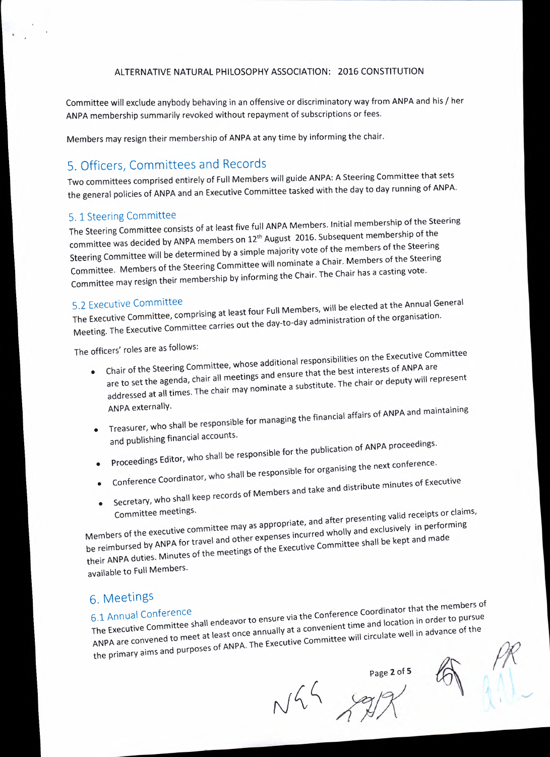Committee will exclude anybody behaving in an offensive or discriminatory way from ANPA and his / her ANPA membership summarily revoked without repayment of subscriptions or fees.

Members may resign their membership of ANPA at any time by informing the chair.

## 5. Officers, Committees and Records

Two committees comprised entirely of Full Members will guide ANPA: A Steering Committee that sets the general policies of ANPA and an Executive Committee tasked with the day to day running of ANPA.

### 5. 1 Steering Committee

The Steering Committee consists of at least five full ANPA Members. Initial membership of the Steering committee was decided by ANPA members on 12th August 2016. Subsequent membership of the Steering Committee will be determined by a simple majority vote of the members of the Steering Committee. Members of the Steering Committee will nominate a Chair. Members of the Steering Committee may resign their membership by informing the Chair. The Chair has a casting vote.

### 5.2 Executive Committee

The Executive Committee, comprising at least four Full Members, will be elected at the Annual General Meeting. The Executive Committee carries out the day-to-day administration of the organisation.

The officers' roles are as follows:

- Chair of the Steering Committee, whose additional responsibilities on the Executive Committee are to set the agenda, chair all meetings and ensure that the best interests of ANPA are addressed at all times. The chair may nominate a substitute. The chair or deputy will represent ANPA externally.
- Treasurer, who shall be responsible for managing the financial affairs of ANPA and maintaining and publishing financial accounts.
- Proceedings Editor, who shall be responsible for the publication of ANPA proceedings.
- Conference Coordinator, who shall be responsible for organising the next conference.
- Secretary, who shall keep records of Members and take and distribute minutes of Executive Committee meetings.

Members of the executive committee may as appropriate, and after presenting valid receipts or claims, be reimbursed by ANPA for travel and other expenses incurred wholly and exclusively in performing their ANPA duties. Minutes of the meetings of the Executive Committee shall be kept and made available to Full Members.

## 6. Meetings

### 6.1 Annual Conference

The Executive Committee shall endeavor to ensure via the Conference Coordinator that the members of ANPA are convened to meet at least once annually at a convenient time and location in order to pursue the primary aims and purposes of ANPA. The Executive Committee will circulate well in advance of the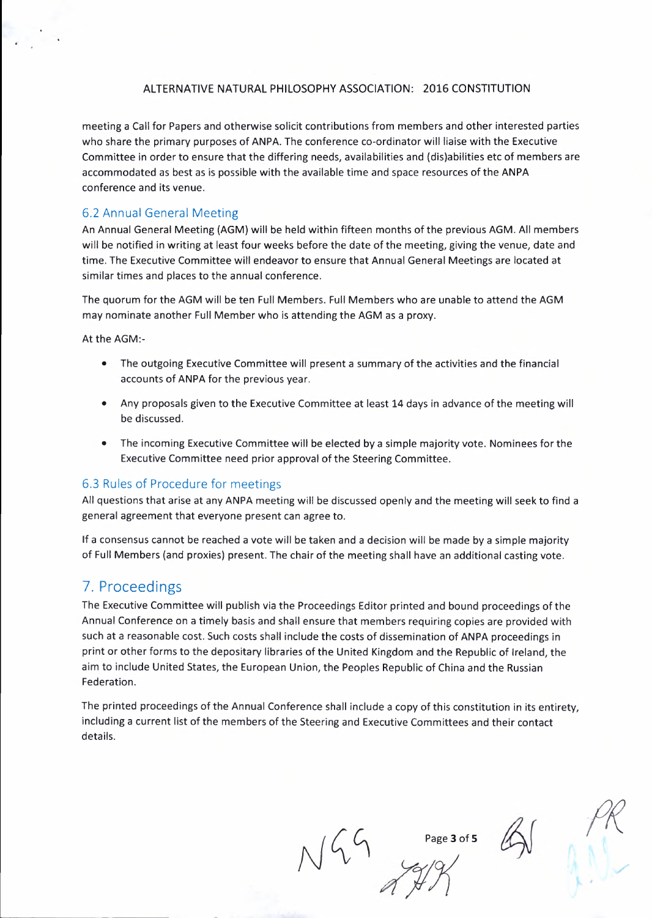meeting a Call for Papers and otherwise solicit contributions from members and other interested parties who share the primary purposes of ANPA. The conference co-ordinator will liaise with the Executive Committee in order to ensure that the differing needs, availabilities and (dis)abilities etc of members are accommodated as best as is possible with the available time and space resources of the ANPA conference and its venue.

### 6.2 Annual General Meeting

An Annual General Meeting (AGM) will be held within fifteen months of the previous AGM. All members will be notified in writing at least four weeks before the date of the meeting, giving the venue, date and time. The Executive Committee will endeavor to ensure that Annual General Meetings are located at similar times and places to the annual conference.

The quorum for the AGM will be ten Full Members. Full Members who are unable to attend the AGM may nominate another Full Member who is attending the AGM as a proxy.

At the AGM:-

- The outgoing Executive Committee will present a summary of the activities and the financial accounts of ANPA for the previous year.
- Any proposals given to the Executive Committee at least 14 days in advance of the meeting will be discussed.
- The incoming Executive Committee will be elected by a simple majority vote. Nominees for the Executive Committee need prior approval of the Steering Committee.

### 6.3 Rules of Procedure for meetings

All questions that arise at any ANPA meeting will be discussed openly and the meeting will seek to find a general agreement that everyone present can agree to.

If a consensus cannot be reached a vote will be taken and a decision will be made by a simple majority of Full Members (and proxies) present. The chair of the meeting shall have an additional casting vote.

## 7. Proceedings

The Executive Committee will publish via the Proceedings Editor printed and bound proceedings of the Annual Conference on a timely basis and shall ensure that members requiring copies are provided with such at a reasonable cost. Such costs shall include the costs of dissemination of ANPA proceedings in print or other forms to the depositary libraries of the United Kingdom and the Republic of Ireland, the aim to include United States, the European Union, the Peoples Republic of China and the Russian Federation.

The printed proceedings of the Annual Conference shall include a copy of this constitution in its entirety, including a current list of the members of the Steering and Executive Committees and their contact details.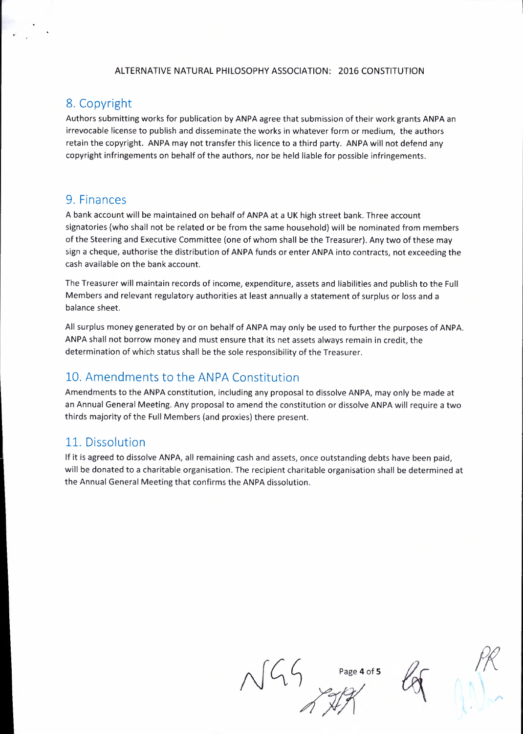## 8. Copyright

Authors submitting works for publication by ANPA agree that submission of their work grants ANPA an irrevocable license to publish and disseminate the works in whatever form or medium, the authors retain the copyright. ANPA may not transfer this licence to a third party. ANPA will not defend any copyright infringements on behalf of the authors, nor be held liable for possible infringements.

## 9. Finances

A bank account will be maintained on behalf of ANPA at a UK high street bank. Three account signatories (who shall not be related or be from the same household) will be nominated from members of the Steering and Executive Committee (one of whom shall be the Treasurer). Any two of these may sign a cheque, authorise the distribution of ANPA funds or enter ANPA into contracts, not exceeding the cash available on the bank account.

The Treasurer will maintain records of income, expenditure, assets and liabilities and publish to the Full Members and relevant regulatory authorities at least annually a statement of surplus or loss and a balance sheet.

All surplus money generated by or on behalf of ANPA may only be used to further the purposes of ANPA. ANPA shall not borrow money and must ensure that its net assets always remain in credit, the determination of which status shall be the sole responsibility of the Treasurer.

## 10. Amendments to the ANPA Constitution

Amendments to the ANPA constitution, including any proposal to dissolve ANPA, may only be made at an Annual General Meeting. Any proposal to amend the constitution or dissolve ANPA will require a two thirds majority of the Full Members (and proxies) there present.

## 11. Dissolution

If it is agreed to dissolve ANPA, all remaining cash and assets, once outstanding debts have been paid, will be donated to a charitable organisation. The recipient charitable organisation shall be determined at the Annual General Meeting that confirms the ANPA dissolution.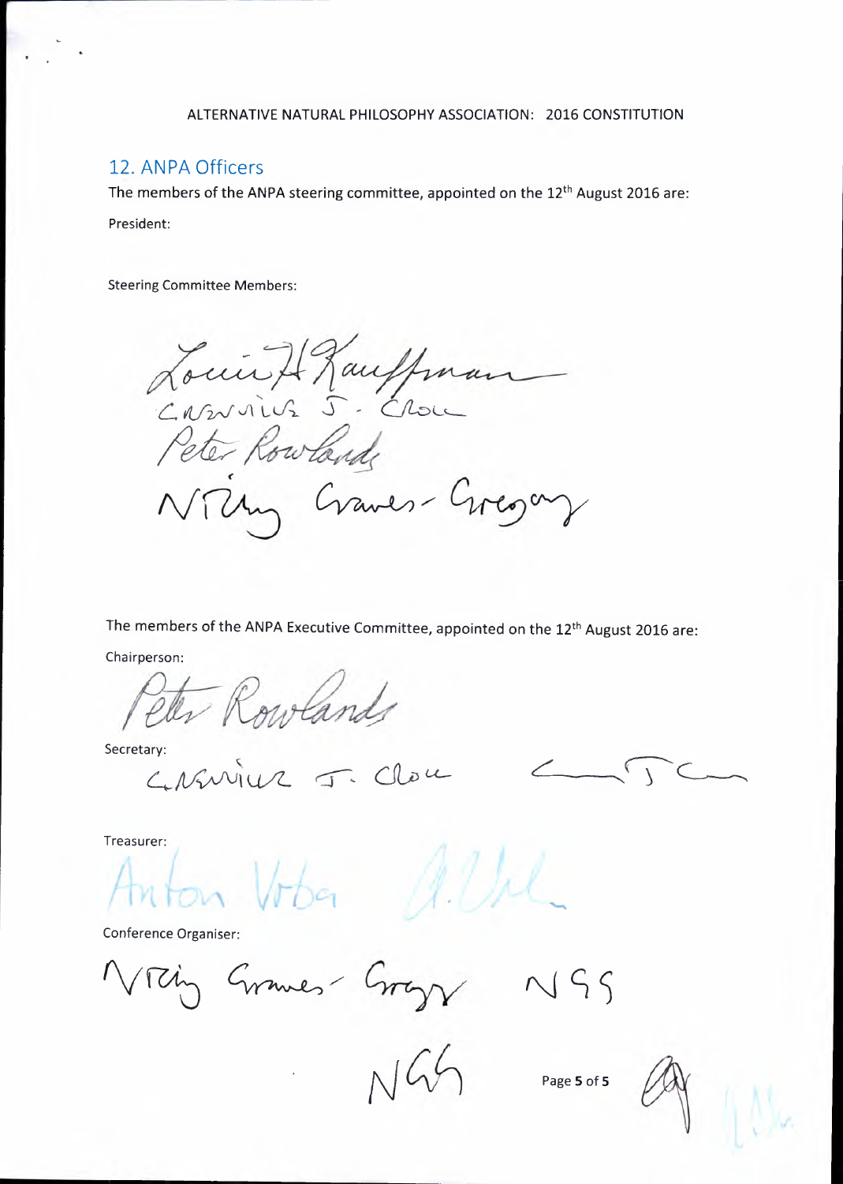## 12. ANPA Officers

The members of the ANPA steering committee, appointed on the 12th August 2016 are:

President:

Steering Committee Members:

Louis H Kauffman
Carnvile J. Chou
Peter Rowlands
Nicky Graves-Gregory

The members of the ANPA Executive Committee, appointed on the 12th August 2016 are:

Chairperson:

Peter Rowlands

Secretary:

Carnvile J. Chou

Treasurer:

Anton Vrba

Conference Organiser:

Nicky Graves-Gregory NGG

NGG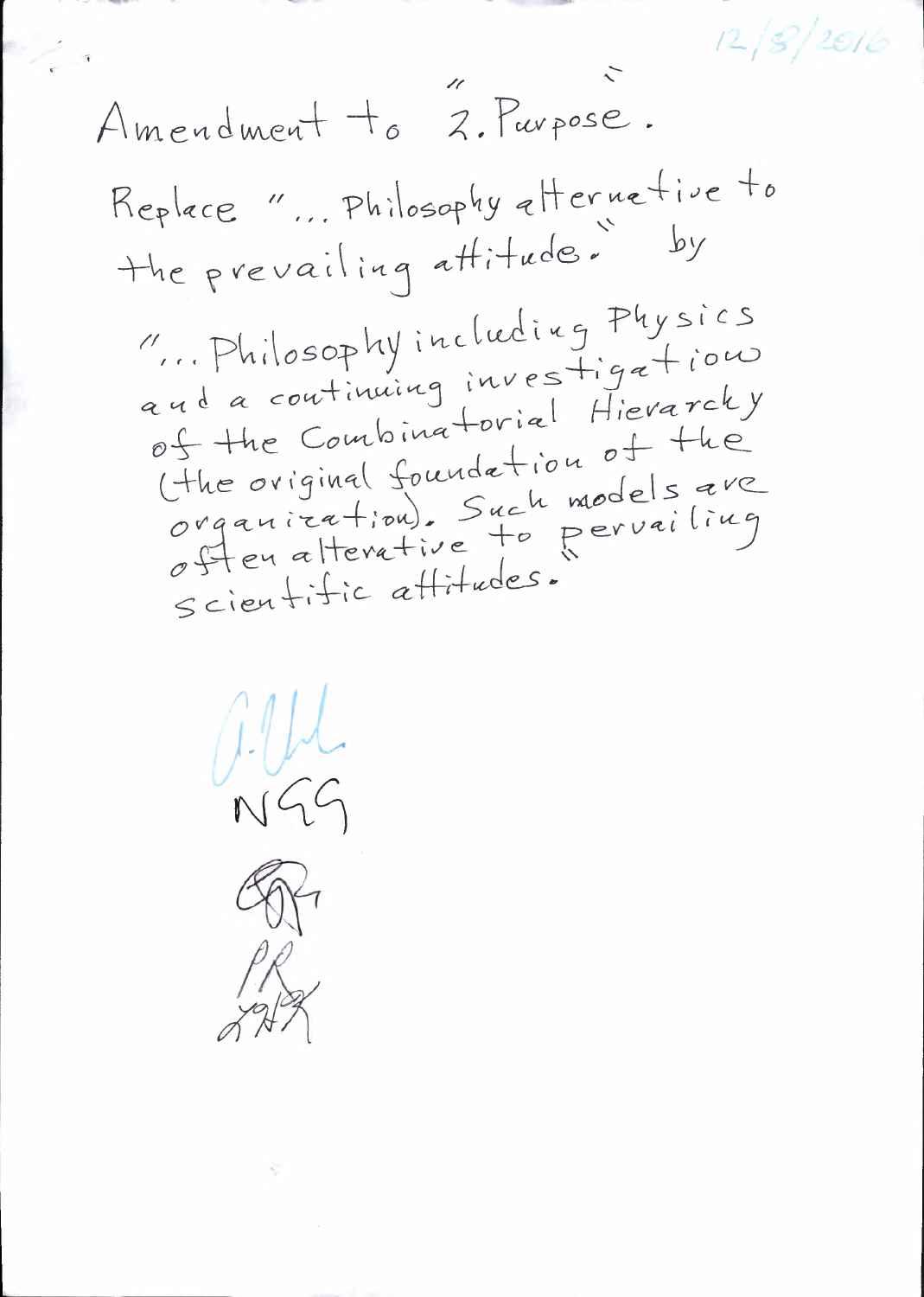12/8/2016

Amendment to "2. Purpose".

Replace "... Philosophy alternative to the prevailing attitude." by

"... Philosophy including Physics and a continuing investigation of the Combinatorial Hierarchy (the original foundation of the organization). Such models are often alterative to pervailing scientific attitudes."

A.U.L.

NGG

PR